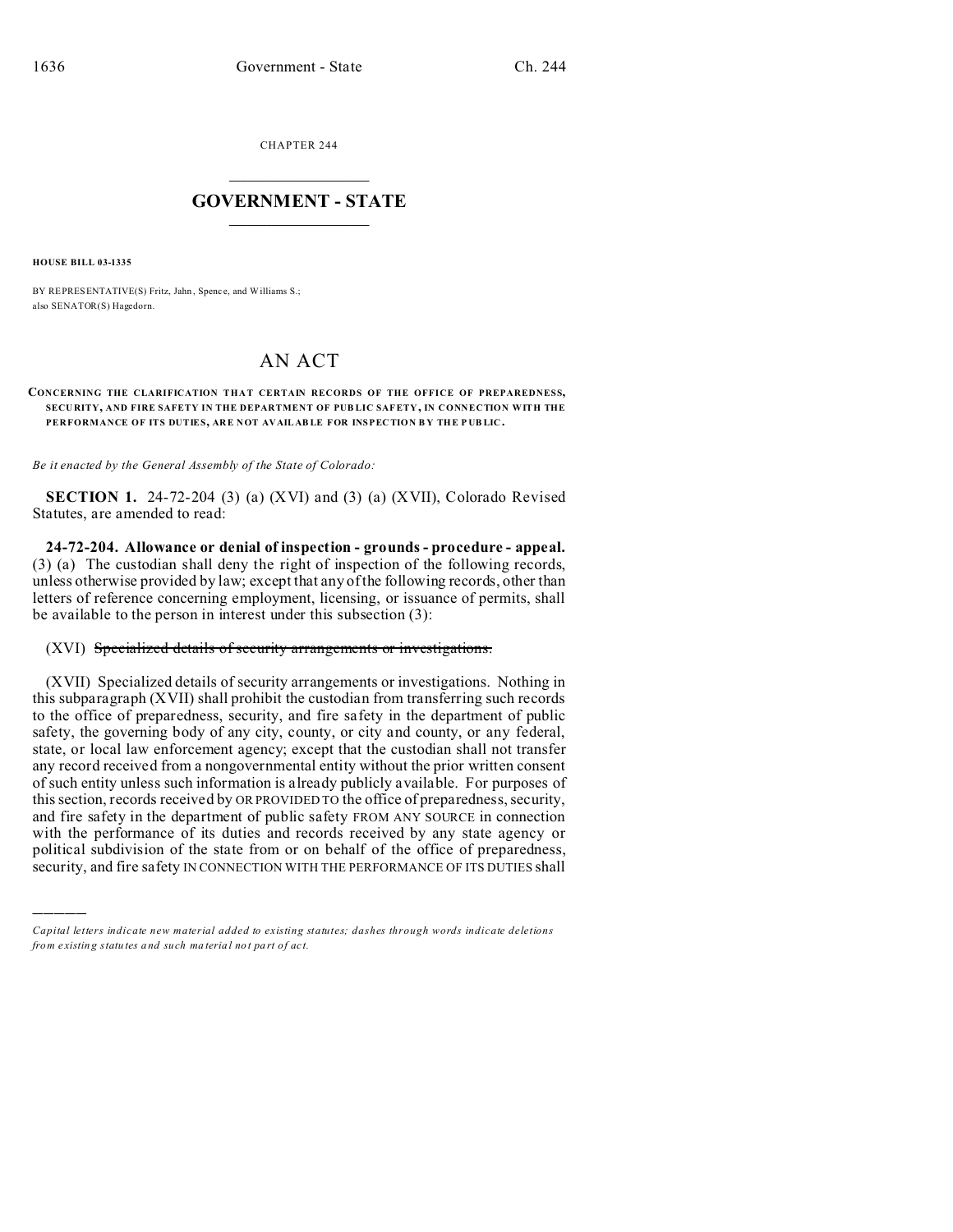CHAPTER 244

# GOVERNMENT - STATE

**HOUSE BILL 03-1335**

BY REPRESENTATIVE(S) Fritz, Jahn, Spence, and Williams S.;
also SENATOR(S) Hagedorn.

## AN ACT

**CONCERNING THE CLARIFICATION THAT CERTAIN RECORDS OF THE OFFICE OF PREPAREDNESS, SECURITY, AND FIRE SAFETY IN THE DEPARTMENT OF PUBLIC SAFETY, IN CONNECTION WITH THE PERFORMANCE OF ITS DUTIES, ARE NOT AVAILABLE FOR INSPECTION BY THE PUBLIC.**

*Be it enacted by the General Assembly of the State of Colorado:*

**SECTION 1.** 24-72-204 (3) (a) (XVI) and (3) (a) (XVII), Colorado Revised Statutes, are amended to read:

**24-72-204. Allowance or denial of inspection - grounds - procedure - appeal.** (3) (a) The custodian shall deny the right of inspection of the following records, unless otherwise provided by law; except that any of the following records, other than letters of reference concerning employment, licensing, or issuance of permits, shall be available to the person in interest under this subsection (3):

(XVI) ~~Specialized details of security arrangements or investigations.~~

(XVII) Specialized details of security arrangements or investigations. Nothing in this subparagraph (XVII) shall prohibit the custodian from transferring such records to the office of preparedness, security, and fire safety in the department of public safety, the governing body of any city, county, or city and county, or any federal, state, or local law enforcement agency; except that the custodian shall not transfer any record received from a nongovernmental entity without the prior written consent of such entity unless such information is already publicly available. For purposes of this section, records received by OR PROVIDED TO the office of preparedness, security, and fire safety in the department of public safety FROM ANY SOURCE in connection with the performance of its duties and records received by any state agency or political subdivision of the state from or on behalf of the office of preparedness, security, and fire safety IN CONNECTION WITH THE PERFORMANCE OF ITS DUTIES shall

---

*Capital letters indicate new material added to existing statutes; dashes through words indicate deletions from existing statutes and such material not part of act.*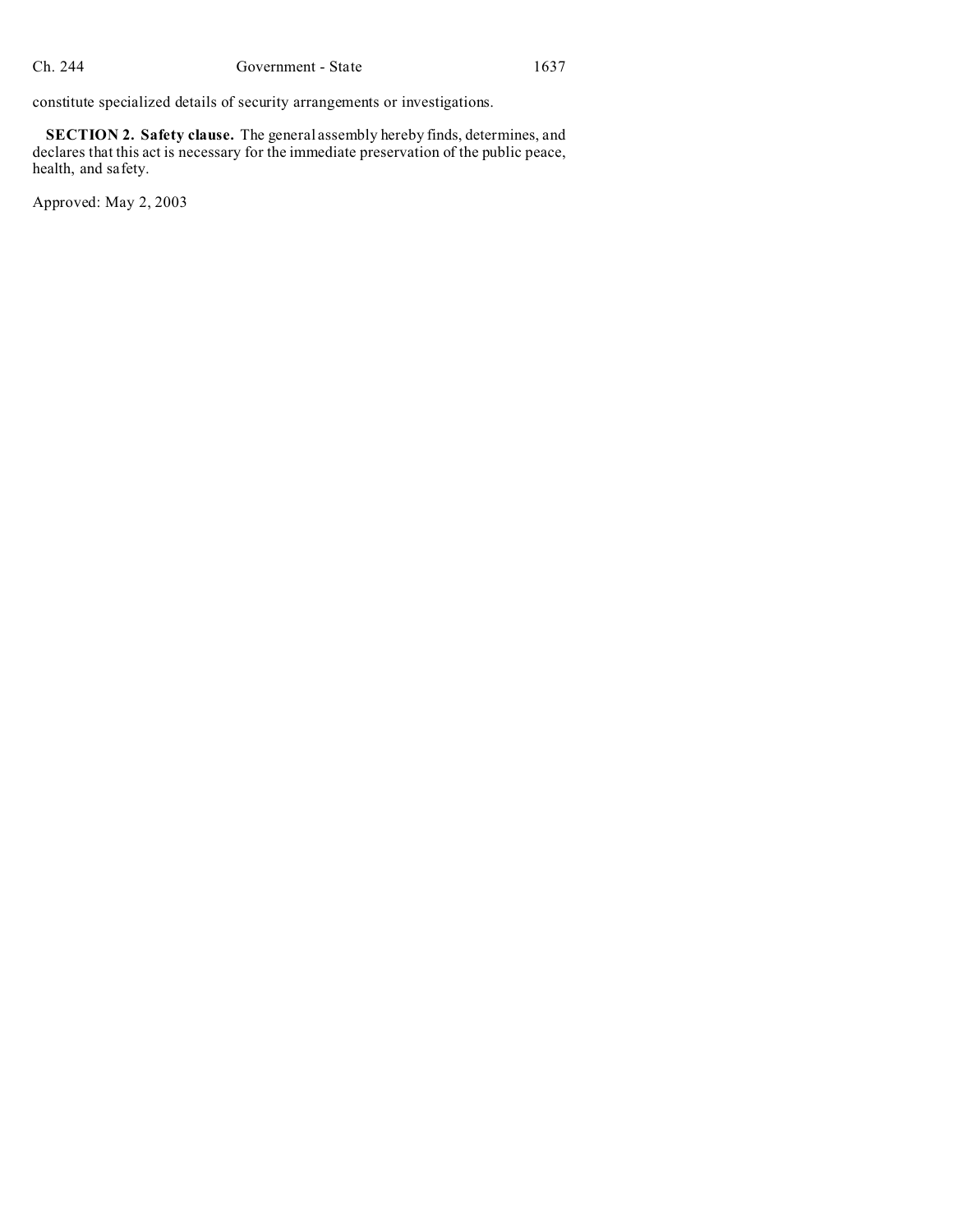constitute specialized details of security arrangements or investigations.

**SECTION 2. Safety clause.** The general assembly hereby finds, determines, and declares that this act is necessary for the immediate preservation of the public peace, health, and safety.

Approved: May 2, 2003